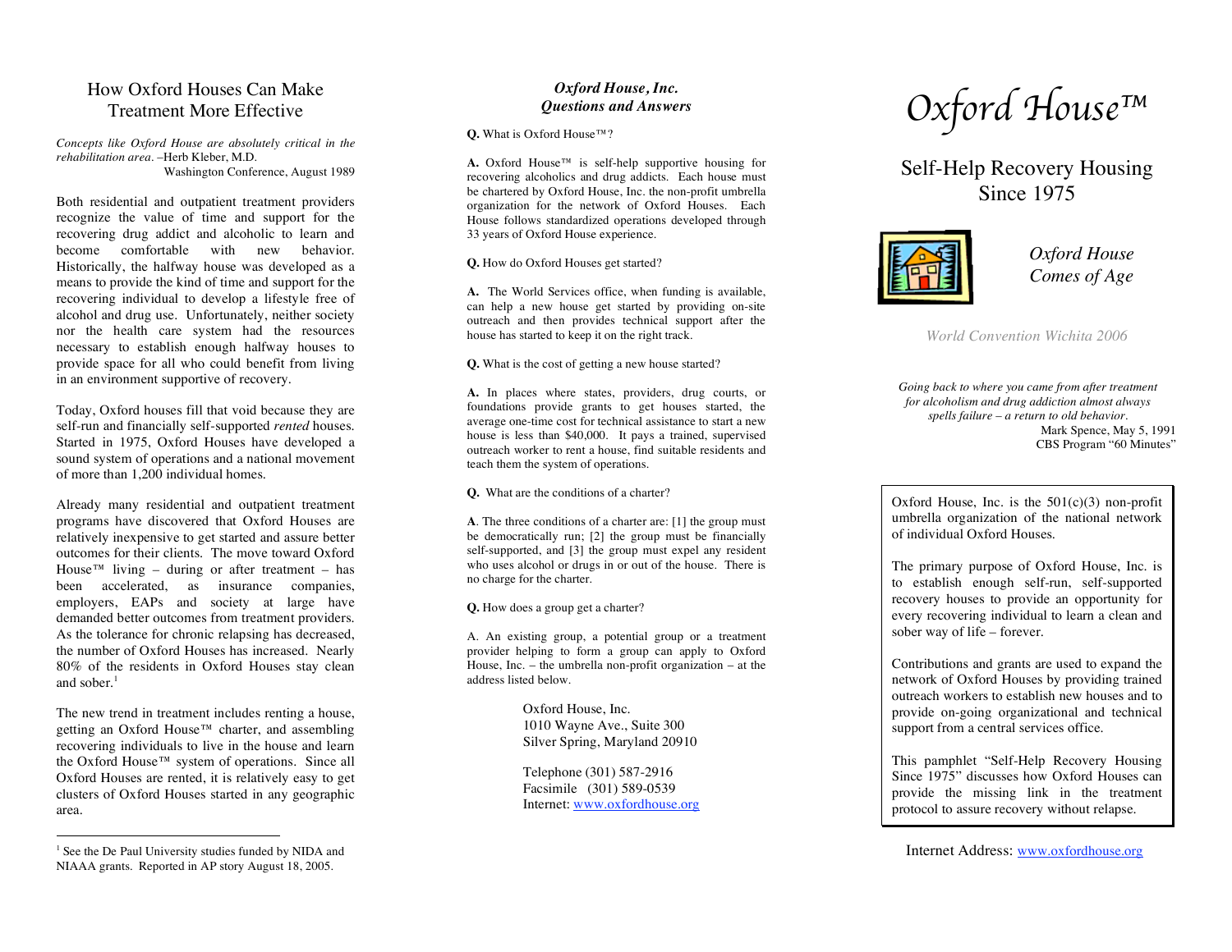## How Oxford Houses Can Make Treatment More Effective

*Concepts like Oxford House are absolutely critical in the rehabilitation area.* –Herb Kleber, M.D.
Washington Conference, August 1989

Both residential and outpatient treatment providers recognize the value of time and support for the recovering drug addict and alcoholic to learn and become comfortable with new behavior. Historically, the halfway house was developed as a means to provide the kind of time and support for the recovering individual to develop a lifestyle free of alcohol and drug use. Unfortunately, neither society nor the health care system had the resources necessary to establish enough halfway houses to provide space for all who could benefit from living in an environment supportive of recovery.

Today, Oxford houses fill that void because they are self-run and financially self-supported *rented* houses. Started in 1975, Oxford Houses have developed a sound system of operations and a national movement of more than 1,200 individual homes.

Already many residential and outpatient treatment programs have discovered that Oxford Houses are relatively inexpensive to get started and assure better outcomes for their clients. The move toward Oxford House™ living – during or after treatment – has been accelerated, as insurance companies, employers, EAPs and society at large have demanded better outcomes from treatment providers. As the tolerance for chronic relapsing has decreased, the number of Oxford Houses has increased. Nearly 80% of the residents in Oxford Houses stay clean and sober.[1]

The new trend in treatment includes renting a house, getting an Oxford House™ charter, and assembling recovering individuals to live in the house and learn the Oxford House™ system of operations. Since all Oxford Houses are rented, it is relatively easy to get clusters of Oxford Houses started in any geographic area.

[1] See the De Paul University studies funded by NIDA and NIAAA grants. Reported in AP story August 18, 2005.

## *Oxford House, Inc. Questions and Answers*

**Q.** What is Oxford House™?

**A.** Oxford House™ is self-help supportive housing for recovering alcoholics and drug addicts. Each house must be chartered by Oxford House, Inc. the non-profit umbrella organization for the network of Oxford Houses. Each House follows standardized operations developed through 33 years of Oxford House experience.

**Q.** How do Oxford Houses get started?

**A.** The World Services office, when funding is available, can help a new house get started by providing on-site outreach and then provides technical support after the house has started to keep it on the right track.

**Q.** What is the cost of getting a new house started?

**A.** In places where states, providers, drug courts, or foundations provide grants to get houses started, the average one-time cost for technical assistance to start a new house is less than $40,000. It pays a trained, supervised outreach worker to rent a house, find suitable residents and teach them the system of operations.

**Q.** What are the conditions of a charter?

**A**. The three conditions of a charter are: [1] the group must be democratically run; [2] the group must be financially self-supported, and [3] the group must expel any resident who uses alcohol or drugs in or out of the house. There is no charge for the charter.

**Q.** How does a group get a charter?

A. An existing group, a potential group or a treatment provider helping to form a group can apply to Oxford House, Inc. – the umbrella non-profit organization – at the address listed below.

Oxford House, Inc.
1010 Wayne Ave., Suite 300
Silver Spring, Maryland 20910

Telephone (301) 587-2916
Facsimile (301) 589-0539
Internet: www.oxfordhouse.org

# *Oxford House™*

## Self-Help Recovery Housing Since 1975

*Oxford House Comes of Age*

World Convention Wichita 2006

*Going back to where you came from after treatment for alcoholism and drug addiction almost always spells failure – a return to old behavior.*
Mark Spence, May 5, 1991
CBS Program "60 Minutes"

Oxford House, Inc. is the 501(c)(3) non-profit umbrella organization of the national network of individual Oxford Houses.

The primary purpose of Oxford House, Inc. is to establish enough self-run, self-supported recovery houses to provide an opportunity for every recovering individual to learn a clean and sober way of life – forever.

Contributions and grants are used to expand the network of Oxford Houses by providing trained outreach workers to establish new houses and to provide on-going organizational and technical support from a central services office.

This pamphlet "Self-Help Recovery Housing Since 1975" discusses how Oxford Houses can provide the missing link in the treatment protocol to assure recovery without relapse.

Internet Address: www.oxfordhouse.org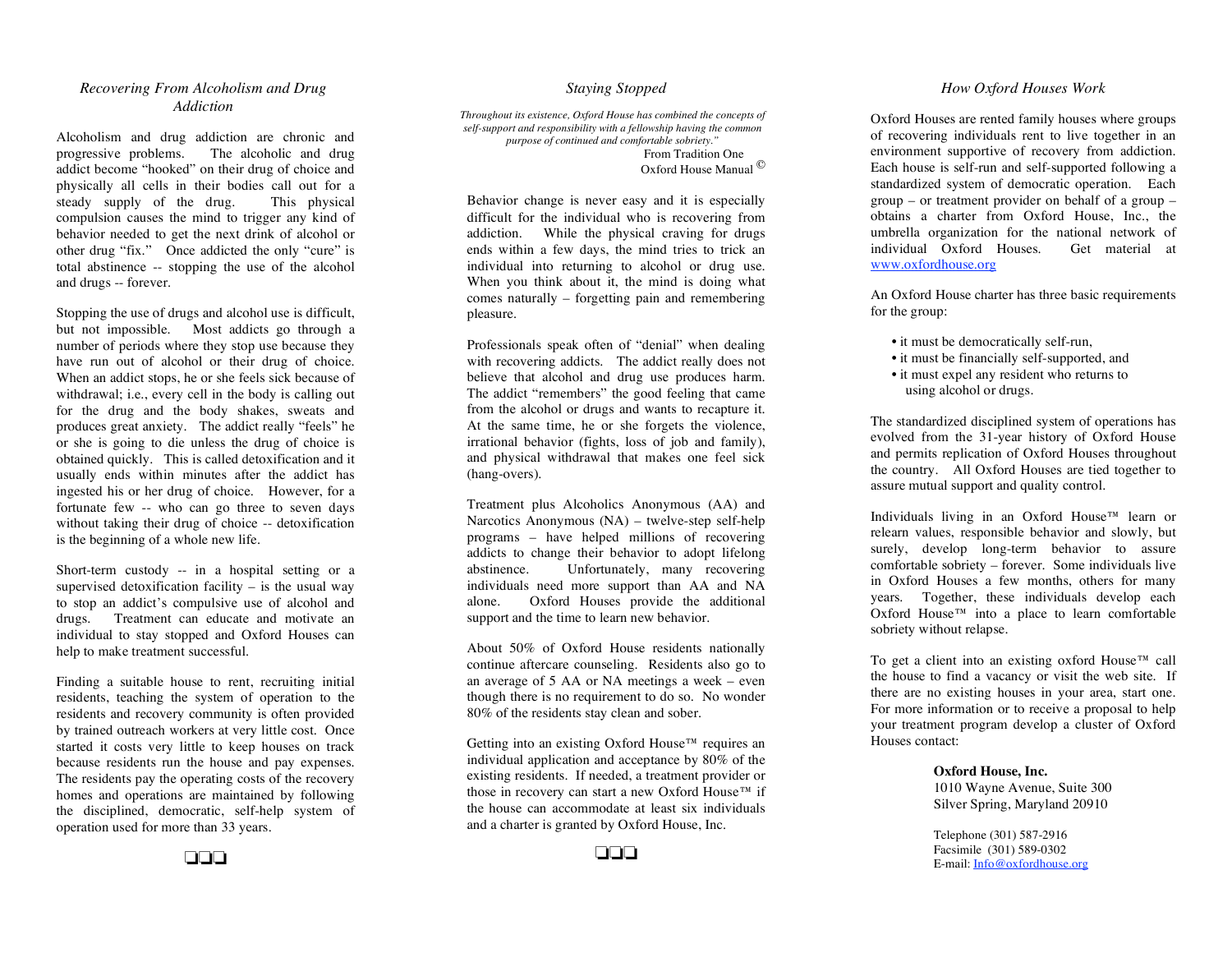## *Recovering From Alcoholism and Drug Addiction*

Alcoholism and drug addiction are chronic and progressive problems. The alcoholic and drug addict become "hooked" on their drug of choice and physically all cells in their bodies call out for a steady supply of the drug. This physical compulsion causes the mind to trigger any kind of behavior needed to get the next drink of alcohol or other drug "fix." Once addicted the only "cure" is total abstinence -- stopping the use of the alcohol and drugs -- forever.

Stopping the use of drugs and alcohol use is difficult, but not impossible. Most addicts go through a number of periods where they stop use because they have run out of alcohol or their drug of choice. When an addict stops, he or she feels sick because of withdrawal; i.e., every cell in the body is calling out for the drug and the body shakes, sweats and produces great anxiety. The addict really "feels" he or she is going to die unless the drug of choice is obtained quickly. This is called detoxification and it usually ends within minutes after the addict has ingested his or her drug of choice. However, for a fortunate few -- who can go three to seven days without taking their drug of choice -- detoxification is the beginning of a whole new life.

Short-term custody -- in a hospital setting or a supervised detoxification facility – is the usual way to stop an addict's compulsive use of alcohol and drugs. Treatment can educate and motivate an individual to stay stopped and Oxford Houses can help to make treatment successful.

Finding a suitable house to rent, recruiting initial residents, teaching the system of operation to the residents and recovery community is often provided by trained outreach workers at very little cost. Once started it costs very little to keep houses on track because residents run the house and pay expenses. The residents pay the operating costs of the recovery homes and operations are maintained by following the disciplined, democratic, self-help system of operation used for more than 33 years.

❏❏❏

## *Staying Stopped*

*Throughout its existence, Oxford House has combined the concepts of self-support and responsibility with a fellowship having the common purpose of continued and comfortable sobriety."*

From Tradition One
Oxford House Manual ©

Behavior change is never easy and it is especially difficult for the individual who is recovering from addiction. While the physical craving for drugs ends within a few days, the mind tries to trick an individual into returning to alcohol or drug use. When you think about it, the mind is doing what comes naturally – forgetting pain and remembering pleasure.

Professionals speak often of "denial" when dealing with recovering addicts. The addict really does not believe that alcohol and drug use produces harm. The addict "remembers" the good feeling that came from the alcohol or drugs and wants to recapture it. At the same time, he or she forgets the violence, irrational behavior (fights, loss of job and family), and physical withdrawal that makes one feel sick (hang-overs).

Treatment plus Alcoholics Anonymous (AA) and Narcotics Anonymous (NA) – twelve-step self-help programs – have helped millions of recovering addicts to change their behavior to adopt lifelong abstinence. Unfortunately, many recovering individuals need more support than AA and NA alone. Oxford Houses provide the additional support and the time to learn new behavior.

About 50% of Oxford House residents nationally continue aftercare counseling. Residents also go to an average of 5 AA or NA meetings a week – even though there is no requirement to do so. No wonder 80% of the residents stay clean and sober.

Getting into an existing Oxford House™ requires an individual application and acceptance by 80% of the existing residents. If needed, a treatment provider or those in recovery can start a new Oxford House™ if the house can accommodate at least six individuals and a charter is granted by Oxford House, Inc.

❏❏❏

## *How Oxford Houses Work*

Oxford Houses are rented family houses where groups of recovering individuals rent to live together in an environment supportive of recovery from addiction. Each house is self-run and self-supported following a standardized system of democratic operation. Each group – or treatment provider on behalf of a group – obtains a charter from Oxford House, Inc., the umbrella organization for the national network of individual Oxford Houses. Get material at www.oxfordhouse.org

An Oxford House charter has three basic requirements for the group:

- it must be democratically self-run,
- it must be financially self-supported, and
- it must expel any resident who returns to using alcohol or drugs.

The standardized disciplined system of operations has evolved from the 31-year history of Oxford House and permits replication of Oxford Houses throughout the country. All Oxford Houses are tied together to assure mutual support and quality control.

Individuals living in an Oxford House™ learn or relearn values, responsible behavior and slowly, but surely, develop long-term behavior to assure comfortable sobriety – forever. Some individuals live in Oxford Houses a few months, others for many years. Together, these individuals develop each Oxford House™ into a place to learn comfortable sobriety without relapse.

To get a client into an existing oxford House™ call the house to find a vacancy or visit the web site. If there are no existing houses in your area, start one. For more information or to receive a proposal to help your treatment program develop a cluster of Oxford Houses contact:

**Oxford House, Inc.**
1010 Wayne Avenue, Suite 300
Silver Spring, Maryland 20910

Telephone (301) 587-2916
Facsimile (301) 589-0302
E-mail: Info@oxfordhouse.org